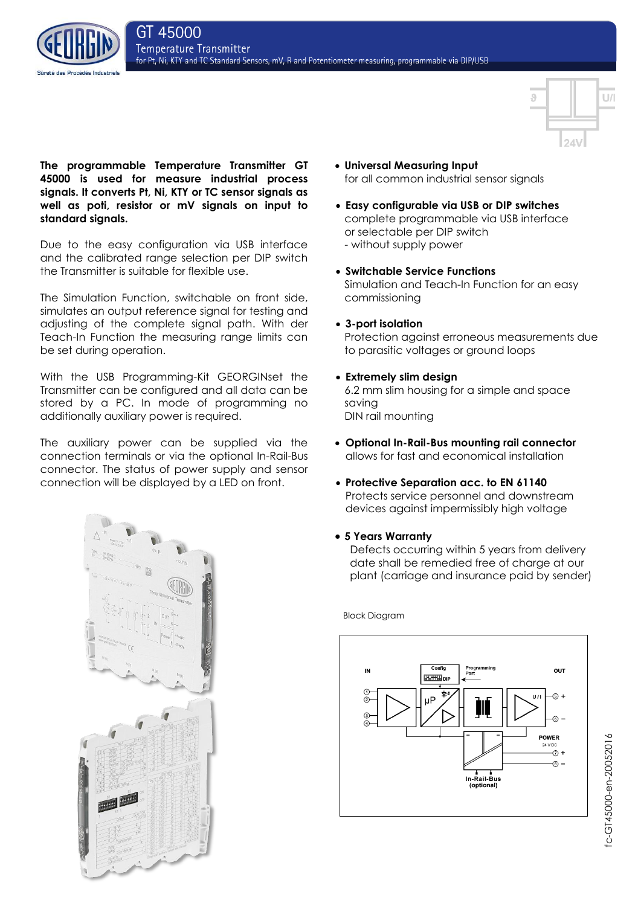# GT 45000

## Temperature Transmitter

for Pt, Ni, KTY and TC Standard Sensors, mV, R and Potentiometer measuring, programmable via DIP/USB

**The programmable Temperature Transmitter GT 45000 is used for measure industrial process signals. It converts Pt, Ni, KTY or TC sensor signals as well as poti, resistor or mV signals on input to standard signals.**

Due to the easy configuration via USB interface and the calibrated range selection per DIP switch the Transmitter is suitable for flexible use.

The Simulation Function, switchable on front side, simulates an output reference signal for testing and adjusting of the complete signal path. With der Teach-In Function the measuring range limits can be set during operation.

With the USB Programming-Kit GEORGINset the Transmitter can be configured and all data can be stored by a PC. In mode of programming no additionally auxiliary power is required.

The auxiliary power can be supplied via the connection terminals or via the optional In-Rail-Bus connector. The status of power supply and sensor connection will be displayed by a LED on front.

- **Universal Measuring Input**
  for all common industrial sensor signals
- **Easy configurable via USB or DIP switches**
  complete programmable via USB interface or selectable per DIP switch
  - without supply power
- **Switchable Service Functions**
  Simulation and Teach-In Function for an easy commissioning
- **3-port isolation**
  Protection against erroneous measurements due to parasitic voltages or ground loops
- **Extremely slim design**
  6.2 mm slim housing for a simple and space saving
  DIN rail mounting
- **Optional In-Rail-Bus mounting rail connector**
  allows for fast and economical installation
- **Protective Separation acc. to EN 61140**
  Protects service personnel and downstream devices against impermissibly high voltage
- **5 Years Warranty**
  Defects occurring within 5 years from delivery date shall be remedied free of charge at our plant (carriage and insurance paid by sender)

Block Diagram

fc-GT45000-en-20052016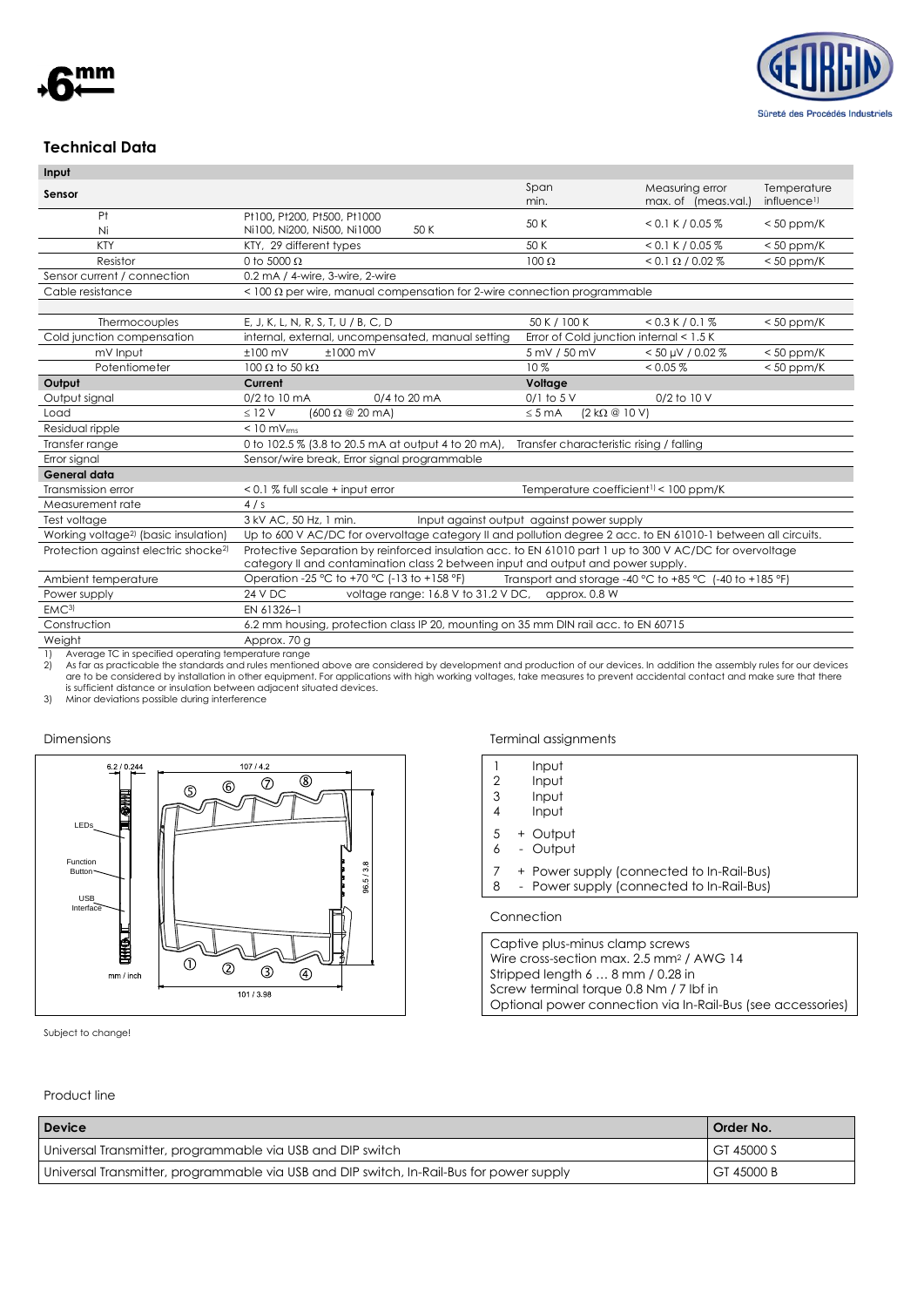## Technical Data

| Input | | | | |
|---|---|---|---|---|
| **Sensor** | | Span min. | Measuring error max. of (meas.val.) | Temperature influence[1] |
| Pt<br>Ni | Pt100, Pt200, Pt500, Pt1000<br>Ni100, Ni200, Ni500, Ni1000 50 K | 50 K | < 0.1 K / 0.05 % | < 50 ppm/K |
| KTY | KTY, 29 different types | 50 K | < 0.1 K / 0.05 % | < 50 ppm/K |
| Resistor | 0 to 5000 Ω | 100 Ω | < 0.1 Ω / 0.02 % | < 50 ppm/K |
| Sensor current / connection | 0.2 mA / 4-wire, 3-wire, 2-wire | | | |
| Cable resistance | < 100 Ω per wire, manual compensation for 2-wire connection programmable | | | |
| | | | | |
| Thermocouples | E, J, K, L, N, R, S, T, U / B, C, D | 50 K / 100 K | < 0.3 K / 0.1 % | < 50 ppm/K |
| Cold junction compensation | internal, external, uncompensated, manual setting | Error of Cold junction internal < 1.5 K | | |
| mV Input | ±100 mV ±1000 mV | 5 mV / 50 mV | < 50 µV / 0.02 % | < 50 ppm/K |
| Potentiometer | 100 Ω to 50 kΩ | 10 % | < 0.05 % | < 50 ppm/K |
| **Output** | **Current** | **Voltage** | | |
| Output signal | 0/2 to 10 mA 0/4 to 20 mA | 0/1 to 5 V | 0/2 to 10 V | |
| Load | ≤ 12 V (600 Ω @ 20 mA) | ≤ 5 mA (2 kΩ @ 10 V) | | |
| Residual ripple | < 10 $mV_{rms}$ | | | |
| Transfer range | 0 to 102.5 % (3.8 to 20.5 mA at output 4 to 20 mA), Transfer characteristic rising / falling | | | |
| Error signal | Sensor/wire break, Error signal programmable | | | |
| **General data** | | | | |
| Transmission error | < 0.1 % full scale + input error | Temperature coefficient[1] < 100 ppm/K | | |
| Measurement rate | 4 / s | | | |
| Test voltage | 3 kV AC, 50 Hz, 1 min. Input against output against power supply | | | |
| Working voltage[2] (basic insulation) | Up to 600 V AC/DC for overvoltage category II and pollution degree 2 acc. to EN 61010-1 between all circuits. | | | |
| Protection against electric shocke[2] | Protective Separation by reinforced insulation acc. to EN 61010 part 1 up to 300 V AC/DC for overvoltage category II and contamination class 2 between input and output and power supply. | | | |
| Ambient temperature | Operation -25 °C to +70 °C (-13 to +158 °F) Transport and storage -40 °C to +85 °C (-40 to +185 °F) | | | |
| Power supply | 24 V DC voltage range: 16.8 V to 31.2 V DC, approx. 0.8 W | | | |
| EMC[3] | EN 61326–1 | | | |
| Construction | 6.2 mm housing, protection class IP 20, mounting on 35 mm DIN rail acc. to EN 60715 | | | |
| Weight | Approx. 70 g | | | |

1) Average TC in specified operating temperature range
2) As far as practicable the standards and rules mentioned above are considered by development and production of our devices. In addition the assembly rules for our devices are to be considered by installation in other equipment. For applications with high working voltages, take measures to prevent accidental contact and make sure that there is sufficient distance or insulation between adjacent situated devices.
3) Minor deviations possible during interference

Dimensions

6.2 / 0.244
107 / 4.2
LEDs
Function Button
USB Interface
96.5 / 3.8
mm / inch
101 / 3.98

Subject to change!

Terminal assignments

1 Input
2 Input
3 Input
4 Input

5 + Output
6 - Output

7 + Power supply (connected to In-Rail-Bus)
8 - Power supply (connected to In-Rail-Bus)

Connection

Captive plus-minus clamp screws
Wire cross-section max. 2.5 mm² / AWG 14
Stripped length 6 … 8 mm / 0.28 in
Screw terminal torque 0.8 Nm / 7 lbf in
Optional power connection via In-Rail-Bus (see accessories)

Product line

| Device | Order No. |
|---|---|
| Universal Transmitter, programmable via USB and DIP switch | GT 45000 S |
| Universal Transmitter, programmable via USB and DIP switch, In-Rail-Bus for power supply | GT 45000 B |